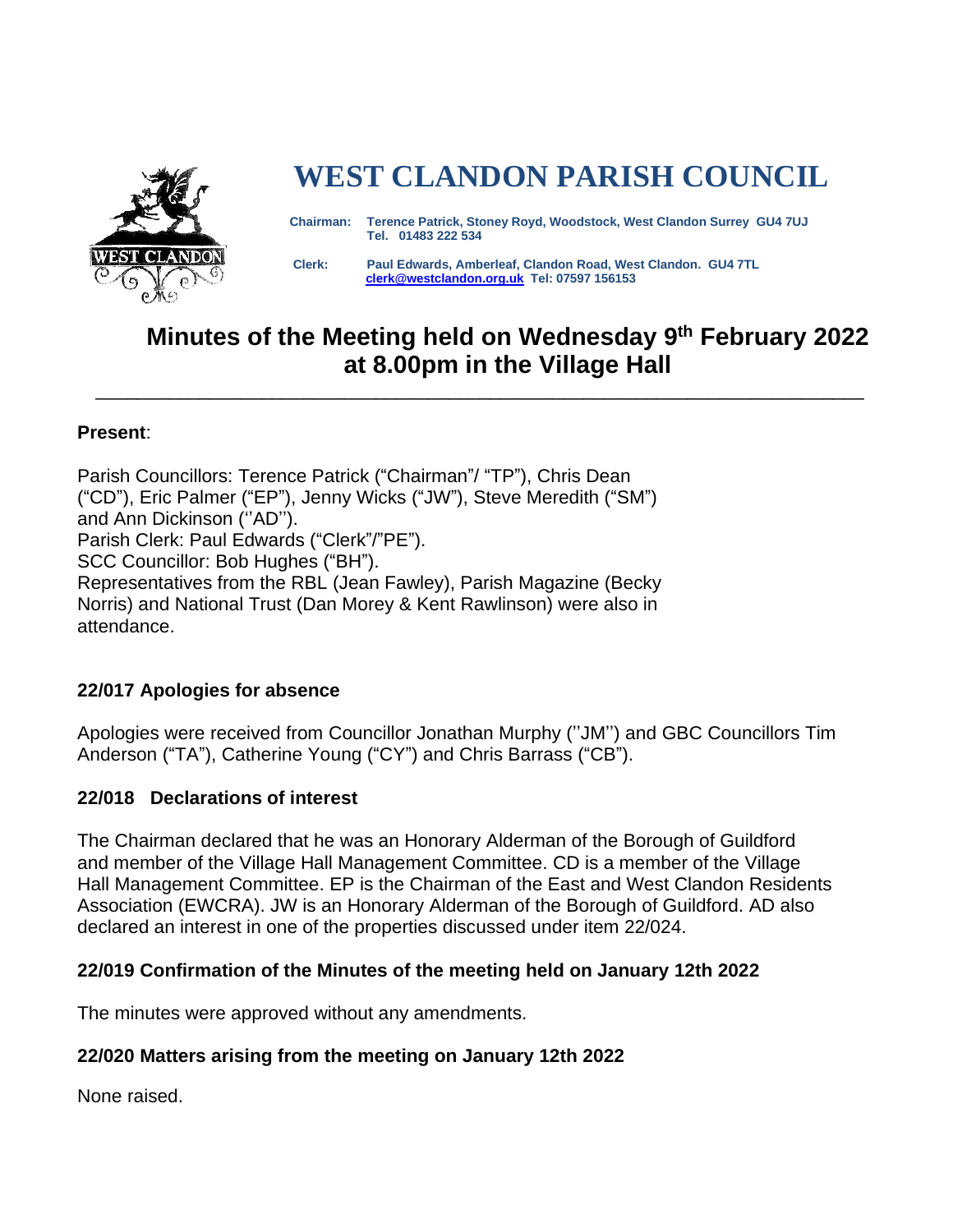# WEST CLANDON PARISH COUNCIL

**Chairman:** **Terence Patrick, Stoney Royd, Woodstock, West Clandon Surrey GU4 7UJ**
**Tel. 01483 222 534**

**Clerk:** **Paul Edwards, Amberleaf, Clandon Road, West Clandon. GU4 7TL**
**clerk@westclandon.org.uk Tel: 07597 156153**

## Minutes of the Meeting held on Wednesday 9th February 2022 at 8.00pm in the Village Hall

---

**Present**:

Parish Councillors: Terence Patrick ("Chairman"/ "TP"), Chris Dean ("CD"), Eric Palmer ("EP"), Jenny Wicks ("JW"), Steve Meredith ("SM") and Ann Dickinson (''AD'').
Parish Clerk: Paul Edwards ("Clerk"/"PE").
SCC Councillor: Bob Hughes ("BH").
Representatives from the RBL (Jean Fawley), Parish Magazine (Becky Norris) and National Trust (Dan Morey & Kent Rawlinson) were also in attendance.

### 22/017 Apologies for absence

Apologies were received from Councillor Jonathan Murphy (''JM'') and GBC Councillors Tim Anderson ("TA"), Catherine Young ("CY") and Chris Barrass ("CB").

### 22/018 Declarations of interest

The Chairman declared that he was an Honorary Alderman of the Borough of Guildford and member of the Village Hall Management Committee. CD is a member of the Village Hall Management Committee. EP is the Chairman of the East and West Clandon Residents Association (EWCRA). JW is an Honorary Alderman of the Borough of Guildford. AD also declared an interest in one of the properties discussed under item 22/024.

### 22/019 Confirmation of the Minutes of the meeting held on January 12th 2022

The minutes were approved without any amendments.

### 22/020 Matters arising from the meeting on January 12th 2022

None raised.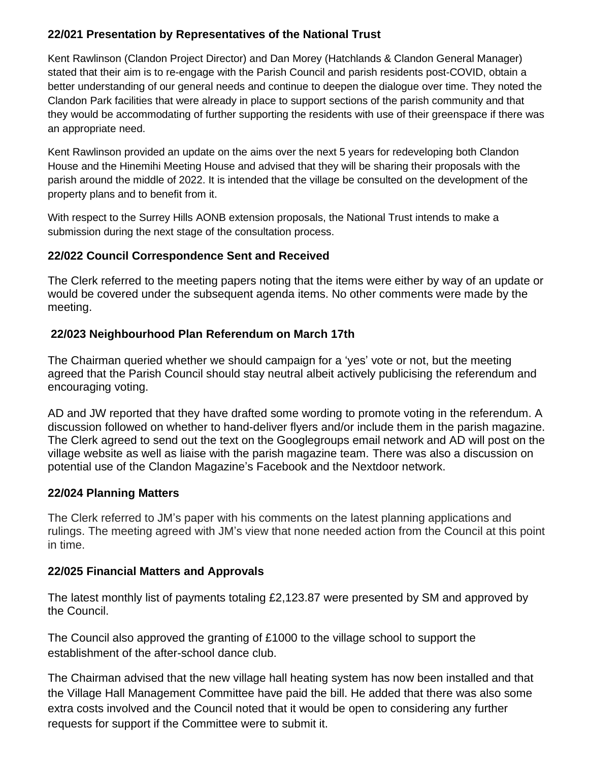### 22/021 Presentation by Representatives of the National Trust

Kent Rawlinson (Clandon Project Director) and Dan Morey (Hatchlands & Clandon General Manager) stated that their aim is to re-engage with the Parish Council and parish residents post-COVID, obtain a better understanding of our general needs and continue to deepen the dialogue over time. They noted the Clandon Park facilities that were already in place to support sections of the parish community and that they would be accommodating of further supporting the residents with use of their greenspace if there was an appropriate need.

Kent Rawlinson provided an update on the aims over the next 5 years for redeveloping both Clandon House and the Hinemihi Meeting House and advised that they will be sharing their proposals with the parish around the middle of 2022. It is intended that the village be consulted on the development of the property plans and to benefit from it.

With respect to the Surrey Hills AONB extension proposals, the National Trust intends to make a submission during the next stage of the consultation process.

### 22/022 Council Correspondence Sent and Received

The Clerk referred to the meeting papers noting that the items were either by way of an update or would be covered under the subsequent agenda items. No other comments were made by the meeting.

### 22/023 Neighbourhood Plan Referendum on March 17th

The Chairman queried whether we should campaign for a 'yes' vote or not, but the meeting agreed that the Parish Council should stay neutral albeit actively publicising the referendum and encouraging voting.

AD and JW reported that they have drafted some wording to promote voting in the referendum. A discussion followed on whether to hand-deliver flyers and/or include them in the parish magazine. The Clerk agreed to send out the text on the Googlegroups email network and AD will post on the village website as well as liaise with the parish magazine team. There was also a discussion on potential use of the Clandon Magazine's Facebook and the Nextdoor network.

### 22/024 Planning Matters

The Clerk referred to JM's paper with his comments on the latest planning applications and rulings. The meeting agreed with JM's view that none needed action from the Council at this point in time.

### 22/025 Financial Matters and Approvals

The latest monthly list of payments totaling £2,123.87 were presented by SM and approved by the Council.

The Council also approved the granting of £1000 to the village school to support the establishment of the after-school dance club.

The Chairman advised that the new village hall heating system has now been installed and that the Village Hall Management Committee have paid the bill. He added that there was also some extra costs involved and the Council noted that it would be open to considering any further requests for support if the Committee were to submit it.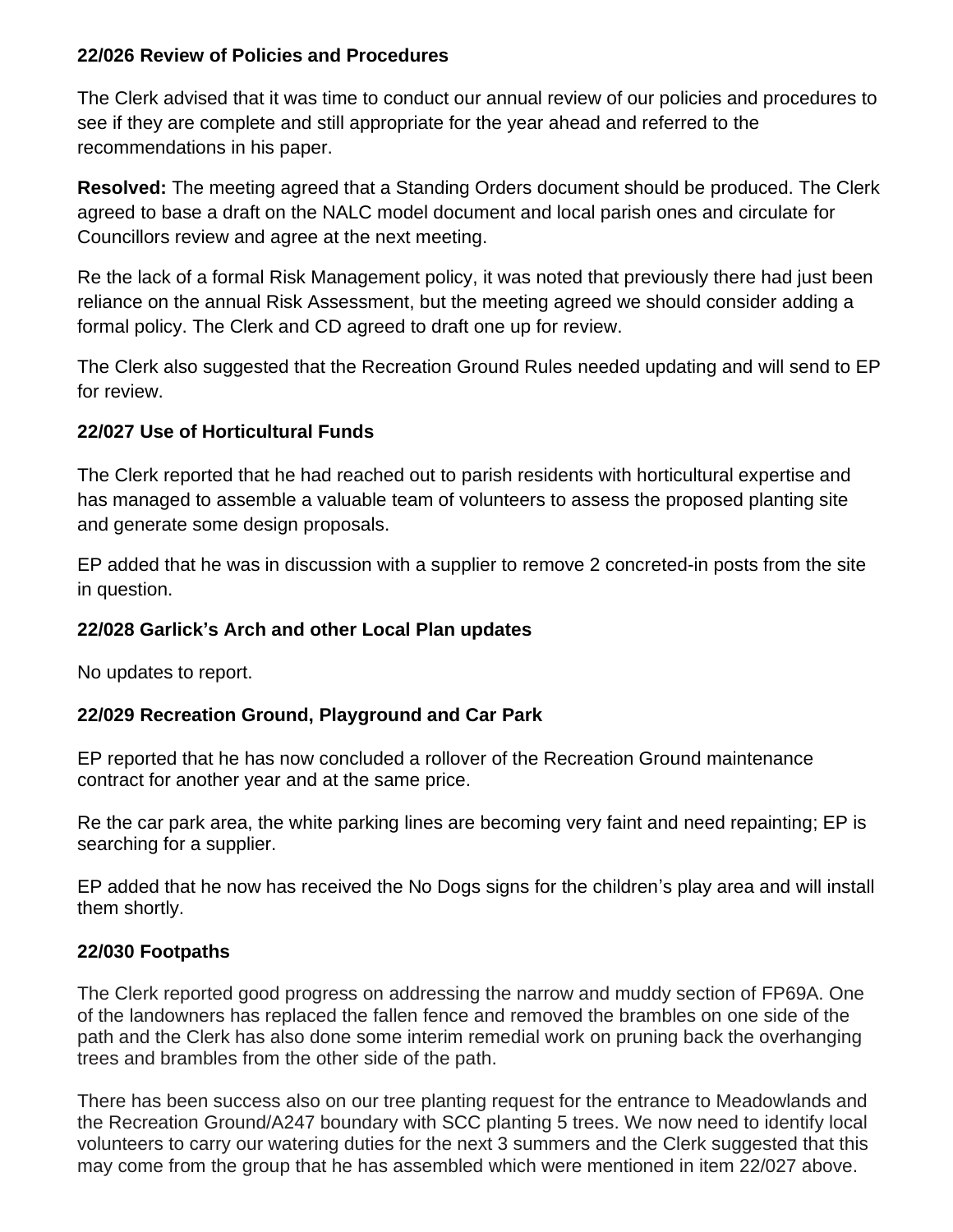**22/026 Review of Policies and Procedures**

The Clerk advised that it was time to conduct our annual review of our policies and procedures to see if they are complete and still appropriate for the year ahead and referred to the recommendations in his paper.

**Resolved:** The meeting agreed that a Standing Orders document should be produced. The Clerk agreed to base a draft on the NALC model document and local parish ones and circulate for Councillors review and agree at the next meeting.

Re the lack of a formal Risk Management policy, it was noted that previously there had just been reliance on the annual Risk Assessment, but the meeting agreed we should consider adding a formal policy. The Clerk and CD agreed to draft one up for review.

The Clerk also suggested that the Recreation Ground Rules needed updating and will send to EP for review.

**22/027 Use of Horticultural Funds**

The Clerk reported that he had reached out to parish residents with horticultural expertise and has managed to assemble a valuable team of volunteers to assess the proposed planting site and generate some design proposals.

EP added that he was in discussion with a supplier to remove 2 concreted-in posts from the site in question.

**22/028 Garlick's Arch and other Local Plan updates**

No updates to report.

**22/029 Recreation Ground, Playground and Car Park**

EP reported that he has now concluded a rollover of the Recreation Ground maintenance contract for another year and at the same price.

Re the car park area, the white parking lines are becoming very faint and need repainting; EP is searching for a supplier.

EP added that he now has received the No Dogs signs for the children's play area and will install them shortly.

**22/030 Footpaths**

The Clerk reported good progress on addressing the narrow and muddy section of FP69A. One of the landowners has replaced the fallen fence and removed the brambles on one side of the path and the Clerk has also done some interim remedial work on pruning back the overhanging trees and brambles from the other side of the path.

There has been success also on our tree planting request for the entrance to Meadowlands and the Recreation Ground/A247 boundary with SCC planting 5 trees. We now need to identify local volunteers to carry our watering duties for the next 3 summers and the Clerk suggested that this may come from the group that he has assembled which were mentioned in item 22/027 above.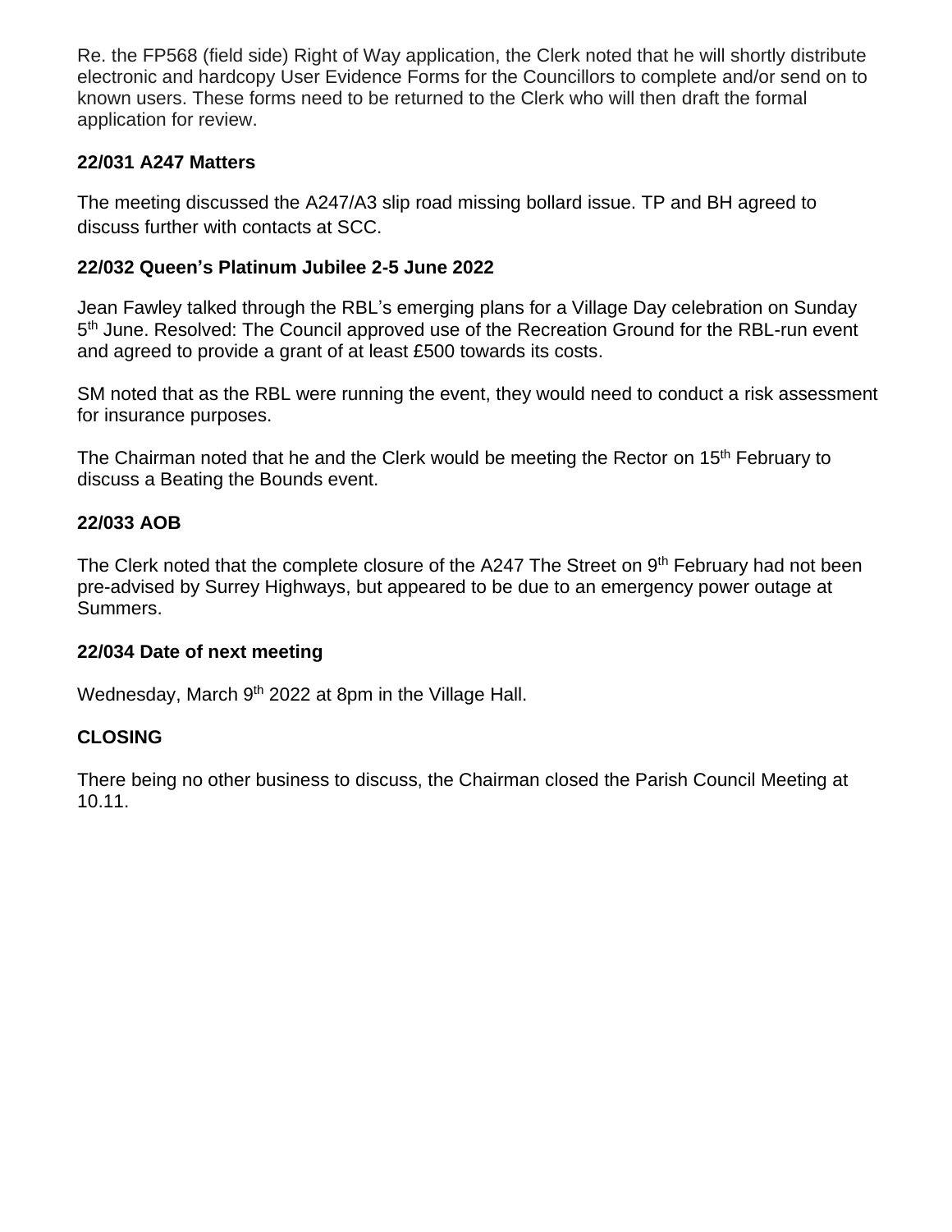Re. the FP568 (field side) Right of Way application, the Clerk noted that he will shortly distribute electronic and hardcopy User Evidence Forms for the Councillors to complete and/or send on to known users. These forms need to be returned to the Clerk who will then draft the formal application for review.

**22/031 A247 Matters**

The meeting discussed the A247/A3 slip road missing bollard issue. TP and BH agreed to discuss further with contacts at SCC.

**22/032 Queen's Platinum Jubilee 2-5 June 2022**

Jean Fawley talked through the RBL's emerging plans for a Village Day celebration on Sunday 5th June. Resolved: The Council approved use of the Recreation Ground for the RBL-run event and agreed to provide a grant of at least £500 towards its costs.

SM noted that as the RBL were running the event, they would need to conduct a risk assessment for insurance purposes.

The Chairman noted that he and the Clerk would be meeting the Rector on 15th February to discuss a Beating the Bounds event.

**22/033 AOB**

The Clerk noted that the complete closure of the A247 The Street on 9th February had not been pre-advised by Surrey Highways, but appeared to be due to an emergency power outage at Summers.

**22/034 Date of next meeting**

Wednesday, March 9th 2022 at 8pm in the Village Hall.

**CLOSING**

There being no other business to discuss, the Chairman closed the Parish Council Meeting at 10.11.